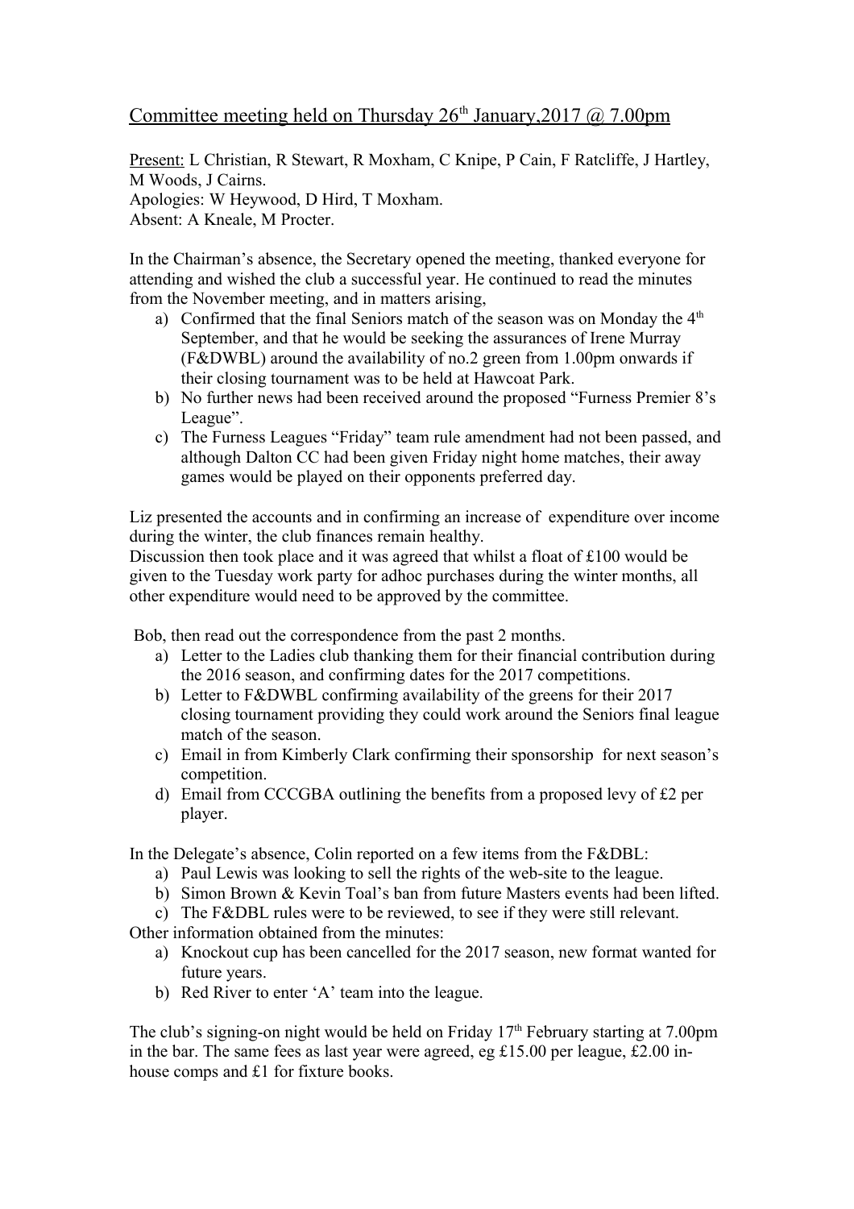Committee meeting held on Thursday 26th January,2017 @ 7.00pm

Present: L Christian, R Stewart, R Moxham, C Knipe, P Cain, F Ratcliffe, J Hartley, M Woods, J Cairns.
Apologies: W Heywood, D Hird, T Moxham.
Absent: A Kneale, M Procter.

In the Chairman's absence, the Secretary opened the meeting, thanked everyone for attending and wished the club a successful year. He continued to read the minutes from the November meeting, and in matters arising,

a) Confirmed that the final Seniors match of the season was on Monday the 4th September, and that he would be seeking the assurances of Irene Murray (F&DWBL) around the availability of no.2 green from 1.00pm onwards if their closing tournament was to be held at Hawcoat Park.
b) No further news had been received around the proposed "Furness Premier 8's League".
c) The Furness Leagues "Friday" team rule amendment had not been passed, and although Dalton CC had been given Friday night home matches, their away games would be played on their opponents preferred day.

Liz presented the accounts and in confirming an increase of expenditure over income during the winter, the club finances remain healthy.
Discussion then took place and it was agreed that whilst a float of £100 would be given to the Tuesday work party for adhoc purchases during the winter months, all other expenditure would need to be approved by the committee.

Bob, then read out the correspondence from the past 2 months.

a) Letter to the Ladies club thanking them for their financial contribution during the 2016 season, and confirming dates for the 2017 competitions.
b) Letter to F&DWBL confirming availability of the greens for their 2017 closing tournament providing they could work around the Seniors final league match of the season.
c) Email in from Kimberly Clark confirming their sponsorship for next season's competition.
d) Email from CCCGBA outlining the benefits from a proposed levy of £2 per player.

In the Delegate's absence, Colin reported on a few items from the F&DBL:

a) Paul Lewis was looking to sell the rights of the web-site to the league.
b) Simon Brown & Kevin Toal's ban from future Masters events had been lifted.
c) The F&DBL rules were to be reviewed, to see if they were still relevant.

Other information obtained from the minutes:

a) Knockout cup has been cancelled for the 2017 season, new format wanted for future years.
b) Red River to enter 'A' team into the league.

The club's signing-on night would be held on Friday 17th February starting at 7.00pm in the bar. The same fees as last year were agreed, eg £15.00 per league, £2.00 in-house comps and £1 for fixture books.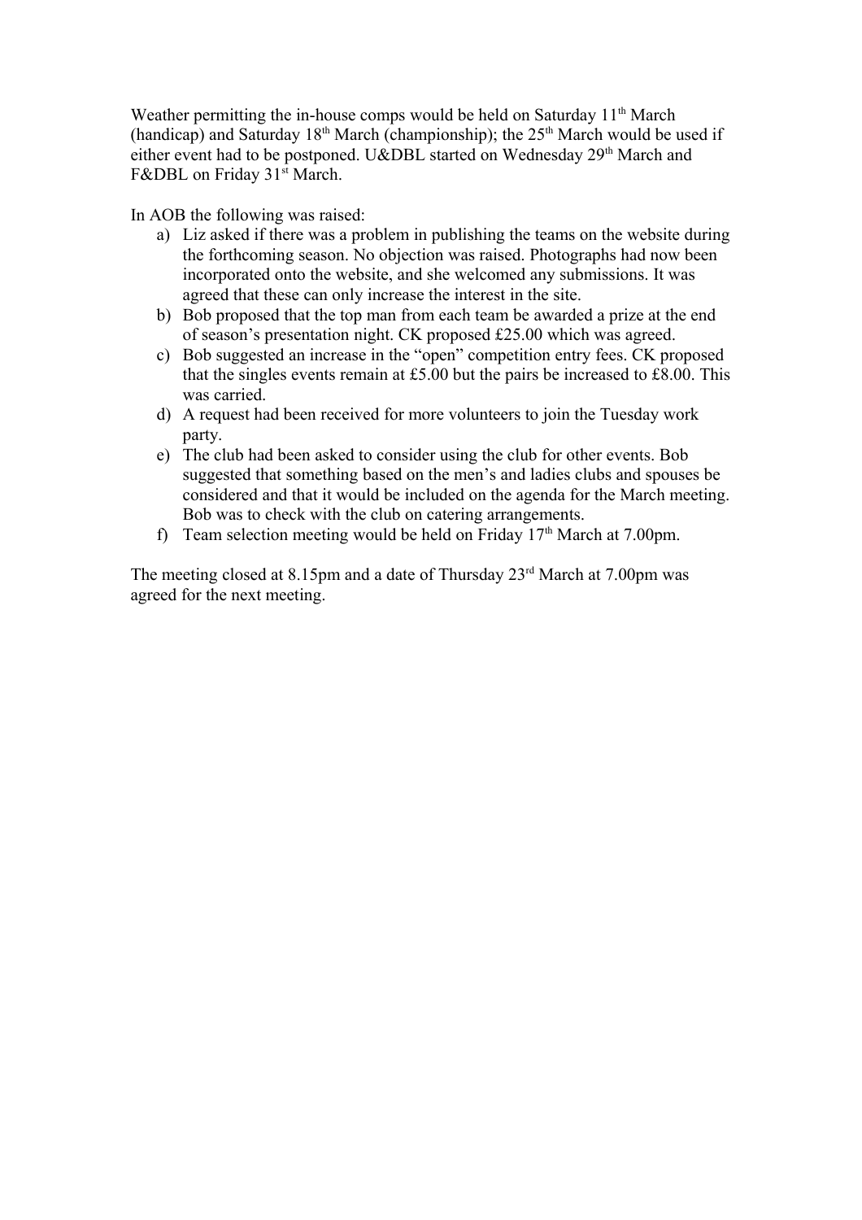Weather permitting the in-house comps would be held on Saturday 11th March (handicap) and Saturday 18th March (championship); the 25th March would be used if either event had to be postponed. U&DBL started on Wednesday 29th March and F&DBL on Friday 31st March.

In AOB the following was raised:

a) Liz asked if there was a problem in publishing the teams on the website during the forthcoming season. No objection was raised. Photographs had now been incorporated onto the website, and she welcomed any submissions. It was agreed that these can only increase the interest in the site.
b) Bob proposed that the top man from each team be awarded a prize at the end of season's presentation night. CK proposed £25.00 which was agreed.
c) Bob suggested an increase in the "open" competition entry fees. CK proposed that the singles events remain at £5.00 but the pairs be increased to £8.00. This was carried.
d) A request had been received for more volunteers to join the Tuesday work party.
e) The club had been asked to consider using the club for other events. Bob suggested that something based on the men's and ladies clubs and spouses be considered and that it would be included on the agenda for the March meeting. Bob was to check with the club on catering arrangements.
f) Team selection meeting would be held on Friday 17th March at 7.00pm.

The meeting closed at 8.15pm and a date of Thursday 23rd March at 7.00pm was agreed for the next meeting.